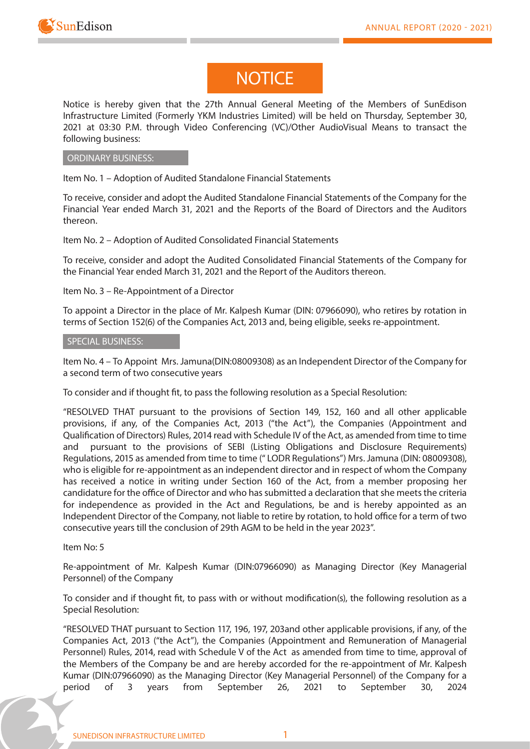# NOTICE

Notice is hereby given that the 27th Annual General Meeting of the Members of SunEdison Infrastructure Limited (Formerly YKM Industries Limited) will be held on Thursday, September 30, 2021 at 03:30 P.M. through Video Conferencing (VC)/Other AudioVisual Means to transact the following business:

## ORDINARY BUSINESS:

Item No. 1 – Adoption of Audited Standalone Financial Statements

To receive, consider and adopt the Audited Standalone Financial Statements of the Company for the Financial Year ended March 31, 2021 and the Reports of the Board of Directors and the Auditors thereon.

Item No. 2 – Adoption of Audited Consolidated Financial Statements

To receive, consider and adopt the Audited Consolidated Financial Statements of the Company for the Financial Year ended March 31, 2021 and the Report of the Auditors thereon.

Item No. 3 – Re-Appointment of a Director

To appoint a Director in the place of Mr. Kalpesh Kumar (DIN: 07966090), who retires by rotation in terms of Section 152(6) of the Companies Act, 2013 and, being eligible, seeks re-appointment.

## SPECIAL BUSINESS:

Item No. 4 – To Appoint Mrs. Jamuna(DIN:08009308) as an Independent Director of the Company for a second term of two consecutive years

To consider and if thought fit, to pass the following resolution as a Special Resolution:

"RESOLVED THAT pursuant to the provisions of Section 149, 152, 160 and all other applicable provisions, if any, of the Companies Act, 2013 ("the Act"), the Companies (Appointment and Qualification of Directors) Rules, 2014 read with Schedule IV of the Act, as amended from time to time and pursuant to the provisions of SEBI (Listing Obligations and Disclosure Requirements) Regulations, 2015 as amended from time to time (" LODR Regulations") Mrs. Jamuna (DIN: 08009308), who is eligible for re-appointment as an independent director and in respect of whom the Company has received a notice in writing under Section 160 of the Act, from a member proposing her candidature for the office of Director and who has submitted a declaration that she meets the criteria for independence as provided in the Act and Regulations, be and is hereby appointed as an Independent Director of the Company, not liable to retire by rotation, to hold office for a term of two consecutive years till the conclusion of 29th AGM to be held in the year 2023".

Item No: 5

Re-appointment of Mr. Kalpesh Kumar (DIN:07966090) as Managing Director (Key Managerial Personnel) of the Company

To consider and if thought fit, to pass with or without modification(s), the following resolution as a Special Resolution:

"RESOLVED THAT pursuant to Section 117, 196, 197, 203and other applicable provisions, if any, of the Companies Act, 2013 ("the Act"), the Companies (Appointment and Remuneration of Managerial Personnel) Rules, 2014, read with Schedule V of the Act as amended from time to time, approval of the Members of the Company be and are hereby accorded for the re-appointment of Mr. Kalpesh Kumar (DIN:07966090) as the Managing Director (Key Managerial Personnel) of the Company for a period of 3 years from September 26, 2021 to September 30, 2024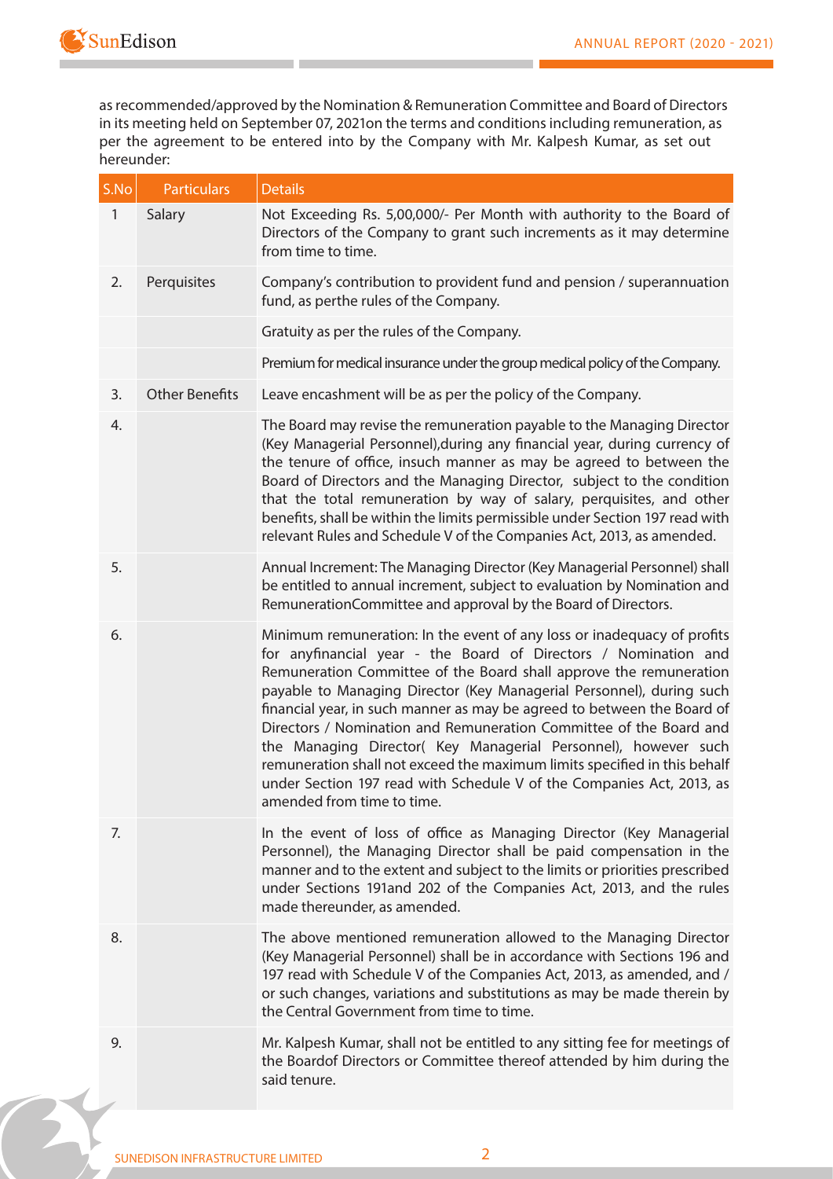as recommended/approved by the Nomination & Remuneration Committee and Board of Directors in its meeting held on September 07, 2021on the terms and conditions including remuneration, as per the agreement to be entered into by the Company with Mr. Kalpesh Kumar, as set out hereunder:

| S.No | Particulars | Details |
|---|---|---|
| 1 | Salary | Not Exceeding Rs. 5,00,000/- Per Month with authority to the Board of Directors of the Company to grant such increments as it may determine from time to time. |
| 2. | Perquisites | Company's contribution to provident fund and pension / superannuation fund, as perthe rules of the Company. |
| | | Gratuity as per the rules of the Company. |
| | | Premium for medical insurance under the group medical policy of the Company. |
| 3. | Other Benefits | Leave encashment will be as per the policy of the Company. |
| 4. | | The Board may revise the remuneration payable to the Managing Director (Key Managerial Personnel),during any financial year, during currency of the tenure of office, insuch manner as may be agreed to between the Board of Directors and the Managing Director, subject to the condition that the total remuneration by way of salary, perquisites, and other benefits, shall be within the limits permissible under Section 197 read with relevant Rules and Schedule V of the Companies Act, 2013, as amended. |
| 5. | | Annual Increment: The Managing Director (Key Managerial Personnel) shall be entitled to annual increment, subject to evaluation by Nomination and RemunerationCommittee and approval by the Board of Directors. |
| 6. | | Minimum remuneration: In the event of any loss or inadequacy of profits for anyfinancial year - the Board of Directors / Nomination and Remuneration Committee of the Board shall approve the remuneration payable to Managing Director (Key Managerial Personnel), during such financial year, in such manner as may be agreed to between the Board of Directors / Nomination and Remuneration Committee of the Board and the Managing Director( Key Managerial Personnel), however such remuneration shall not exceed the maximum limits specified in this behalf under Section 197 read with Schedule V of the Companies Act, 2013, as amended from time to time. |
| 7. | | In the event of loss of office as Managing Director (Key Managerial Personnel), the Managing Director shall be paid compensation in the manner and to the extent and subject to the limits or priorities prescribed under Sections 191and 202 of the Companies Act, 2013, and the rules made thereunder, as amended. |
| 8. | | The above mentioned remuneration allowed to the Managing Director (Key Managerial Personnel) shall be in accordance with Sections 196 and 197 read with Schedule V of the Companies Act, 2013, as amended, and / or such changes, variations and substitutions as may be made therein by the Central Government from time to time. |
| 9. | | Mr. Kalpesh Kumar, shall not be entitled to any sitting fee for meetings of the Boardof Directors or Committee thereof attended by him during the said tenure. |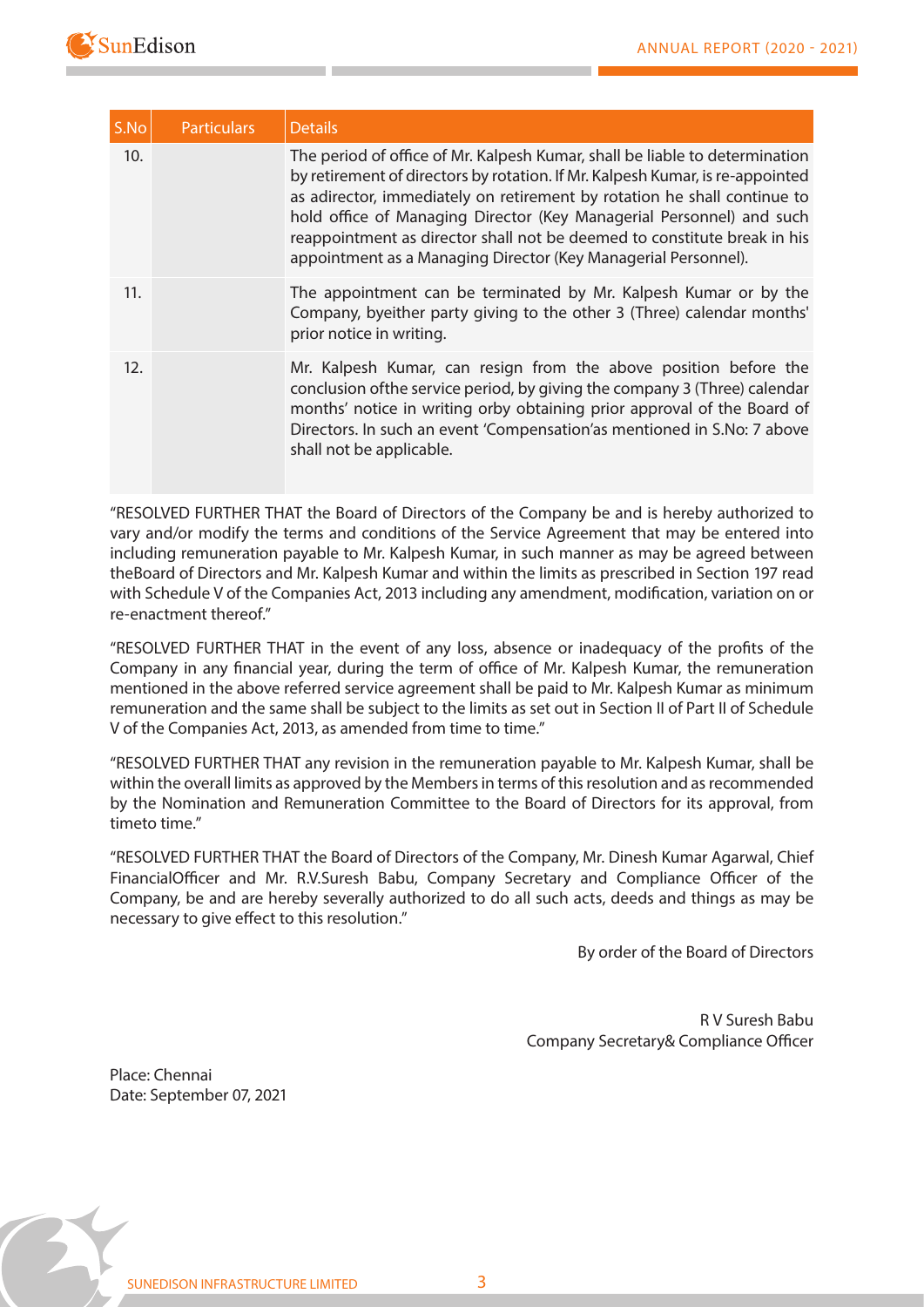| S.No | Particulars | Details |
|---|---|---|
| 10. | | The period of office of Mr. Kalpesh Kumar, shall be liable to determination by retirement of directors by rotation. If Mr. Kalpesh Kumar, is re-appointed as adirector, immediately on retirement by rotation he shall continue to hold office of Managing Director (Key Managerial Personnel) and such reappointment as director shall not be deemed to constitute break in his appointment as a Managing Director (Key Managerial Personnel). |
| 11. | | The appointment can be terminated by Mr. Kalpesh Kumar or by the Company, byeither party giving to the other 3 (Three) calendar months' prior notice in writing. |
| 12. | | Mr. Kalpesh Kumar, can resign from the above position before the conclusion ofthe service period, by giving the company 3 (Three) calendar months' notice in writing orby obtaining prior approval of the Board of Directors. In such an event 'Compensation'as mentioned in S.No: 7 above shall not be applicable. |

"RESOLVED FURTHER THAT the Board of Directors of the Company be and is hereby authorized to vary and/or modify the terms and conditions of the Service Agreement that may be entered into including remuneration payable to Mr. Kalpesh Kumar, in such manner as may be agreed between theBoard of Directors and Mr. Kalpesh Kumar and within the limits as prescribed in Section 197 read with Schedule V of the Companies Act, 2013 including any amendment, modification, variation on or re-enactment thereof."

"RESOLVED FURTHER THAT in the event of any loss, absence or inadequacy of the profits of the Company in any financial year, during the term of office of Mr. Kalpesh Kumar, the remuneration mentioned in the above referred service agreement shall be paid to Mr. Kalpesh Kumar as minimum remuneration and the same shall be subject to the limits as set out in Section II of Part II of Schedule V of the Companies Act, 2013, as amended from time to time."

"RESOLVED FURTHER THAT any revision in the remuneration payable to Mr. Kalpesh Kumar, shall be within the overall limits as approved by the Members in terms of this resolution and as recommended by the Nomination and Remuneration Committee to the Board of Directors for its approval, from timeto time."

"RESOLVED FURTHER THAT the Board of Directors of the Company, Mr. Dinesh Kumar Agarwal, Chief FinancialOfficer and Mr. R.V.Suresh Babu, Company Secretary and Compliance Officer of the Company, be and are hereby severally authorized to do all such acts, deeds and things as may be necessary to give effect to this resolution."

By order of the Board of Directors

R V Suresh Babu
Company Secretary& Compliance Officer

Place: Chennai
Date: September 07, 2021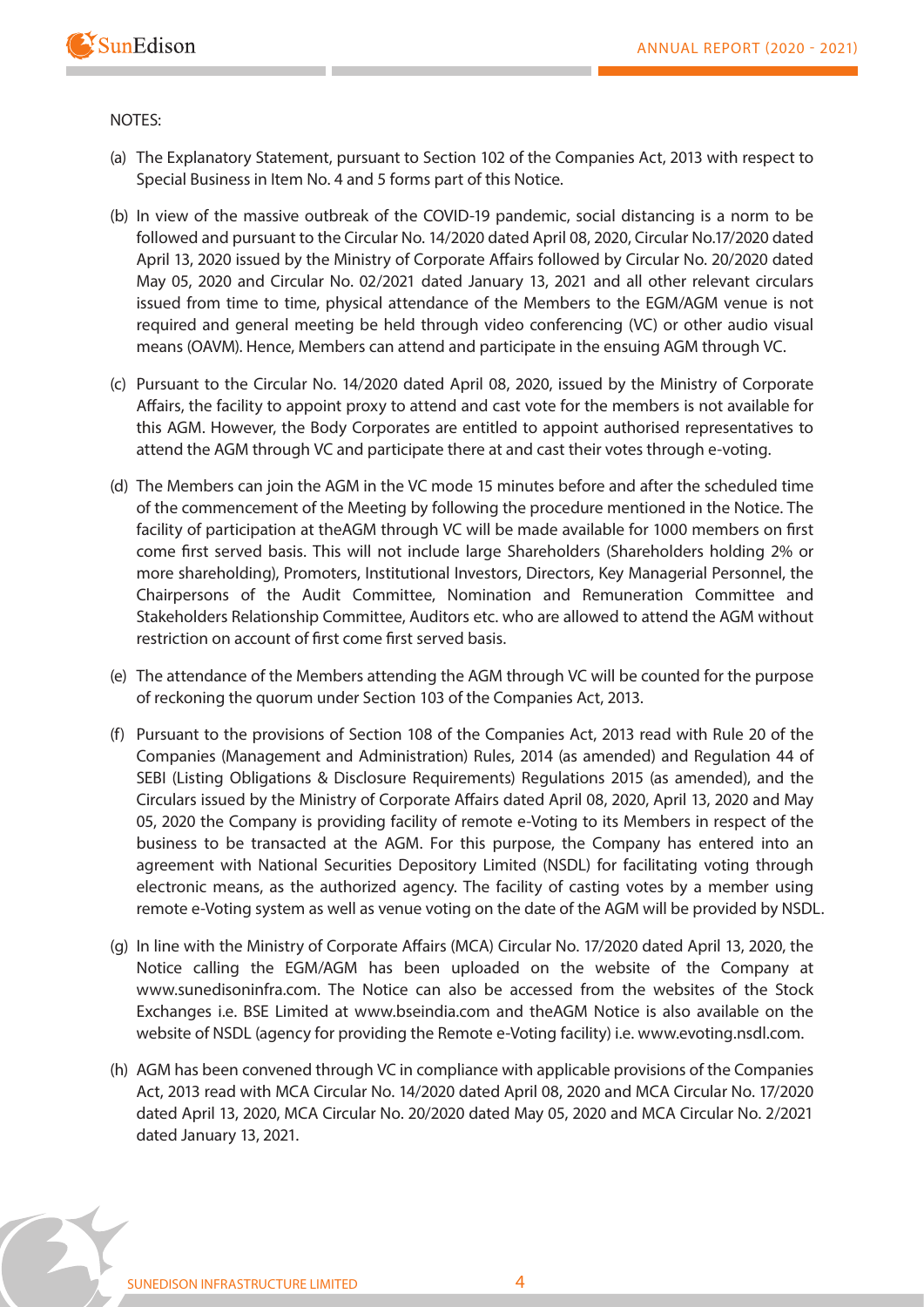NOTES:

(a) The Explanatory Statement, pursuant to Section 102 of the Companies Act, 2013 with respect to Special Business in Item No. 4 and 5 forms part of this Notice.

(b) In view of the massive outbreak of the COVID-19 pandemic, social distancing is a norm to be followed and pursuant to the Circular No. 14/2020 dated April 08, 2020, Circular No.17/2020 dated April 13, 2020 issued by the Ministry of Corporate Affairs followed by Circular No. 20/2020 dated May 05, 2020 and Circular No. 02/2021 dated January 13, 2021 and all other relevant circulars issued from time to time, physical attendance of the Members to the EGM/AGM venue is not required and general meeting be held through video conferencing (VC) or other audio visual means (OAVM). Hence, Members can attend and participate in the ensuing AGM through VC.

(c) Pursuant to the Circular No. 14/2020 dated April 08, 2020, issued by the Ministry of Corporate Affairs, the facility to appoint proxy to attend and cast vote for the members is not available for this AGM. However, the Body Corporates are entitled to appoint authorised representatives to attend the AGM through VC and participate there at and cast their votes through e-voting.

(d) The Members can join the AGM in the VC mode 15 minutes before and after the scheduled time of the commencement of the Meeting by following the procedure mentioned in the Notice. The facility of participation at theAGM through VC will be made available for 1000 members on first come first served basis. This will not include large Shareholders (Shareholders holding 2% or more shareholding), Promoters, Institutional Investors, Directors, Key Managerial Personnel, the Chairpersons of the Audit Committee, Nomination and Remuneration Committee and Stakeholders Relationship Committee, Auditors etc. who are allowed to attend the AGM without restriction on account of first come first served basis.

(e) The attendance of the Members attending the AGM through VC will be counted for the purpose of reckoning the quorum under Section 103 of the Companies Act, 2013.

(f) Pursuant to the provisions of Section 108 of the Companies Act, 2013 read with Rule 20 of the Companies (Management and Administration) Rules, 2014 (as amended) and Regulation 44 of SEBI (Listing Obligations & Disclosure Requirements) Regulations 2015 (as amended), and the Circulars issued by the Ministry of Corporate Affairs dated April 08, 2020, April 13, 2020 and May 05, 2020 the Company is providing facility of remote e-Voting to its Members in respect of the business to be transacted at the AGM. For this purpose, the Company has entered into an agreement with National Securities Depository Limited (NSDL) for facilitating voting through electronic means, as the authorized agency. The facility of casting votes by a member using remote e-Voting system as well as venue voting on the date of the AGM will be provided by NSDL.

(g) In line with the Ministry of Corporate Affairs (MCA) Circular No. 17/2020 dated April 13, 2020, the Notice calling the EGM/AGM has been uploaded on the website of the Company at www.sunedisoninfra.com. The Notice can also be accessed from the websites of the Stock Exchanges i.e. BSE Limited at www.bseindia.com and theAGM Notice is also available on the website of NSDL (agency for providing the Remote e-Voting facility) i.e. www.evoting.nsdl.com.

(h) AGM has been convened through VC in compliance with applicable provisions of the Companies Act, 2013 read with MCA Circular No. 14/2020 dated April 08, 2020 and MCA Circular No. 17/2020 dated April 13, 2020, MCA Circular No. 20/2020 dated May 05, 2020 and MCA Circular No. 2/2021 dated January 13, 2021.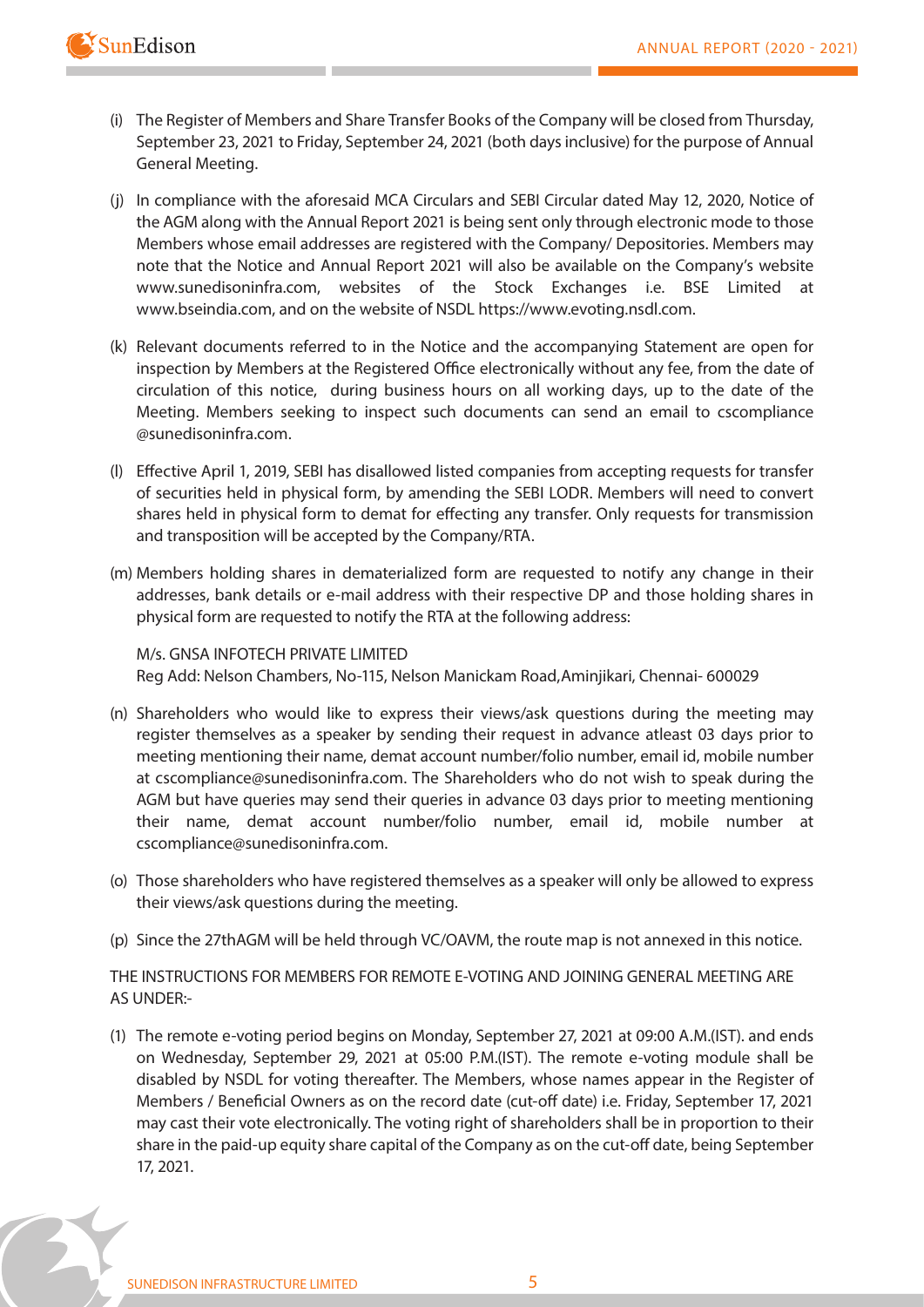(i) The Register of Members and Share Transfer Books of the Company will be closed from Thursday, September 23, 2021 to Friday, September 24, 2021 (both days inclusive) for the purpose of Annual General Meeting.

(j) In compliance with the aforesaid MCA Circulars and SEBI Circular dated May 12, 2020, Notice of the AGM along with the Annual Report 2021 is being sent only through electronic mode to those Members whose email addresses are registered with the Company/ Depositories. Members may note that the Notice and Annual Report 2021 will also be available on the Company's website www.sunedisoninfra.com, websites of the Stock Exchanges i.e. BSE Limited at www.bseindia.com, and on the website of NSDL https://www.evoting.nsdl.com.

(k) Relevant documents referred to in the Notice and the accompanying Statement are open for inspection by Members at the Registered Office electronically without any fee, from the date of circulation of this notice, during business hours on all working days, up to the date of the Meeting. Members seeking to inspect such documents can send an email to cscompliance @sunedisoninfra.com.

(l) Effective April 1, 2019, SEBI has disallowed listed companies from accepting requests for transfer of securities held in physical form, by amending the SEBI LODR. Members will need to convert shares held in physical form to demat for effecting any transfer. Only requests for transmission and transposition will be accepted by the Company/RTA.

(m) Members holding shares in dematerialized form are requested to notify any change in their addresses, bank details or e-mail address with their respective DP and those holding shares in physical form are requested to notify the RTA at the following address:

M/s. GNSA INFOTECH PRIVATE LIMITED
Reg Add: Nelson Chambers, No-115, Nelson Manickam Road,Aminjikari, Chennai- 600029

(n) Shareholders who would like to express their views/ask questions during the meeting may register themselves as a speaker by sending their request in advance atleast 03 days prior to meeting mentioning their name, demat account number/folio number, email id, mobile number at cscompliance@sunedisoninfra.com. The Shareholders who do not wish to speak during the AGM but have queries may send their queries in advance 03 days prior to meeting mentioning their name, demat account number/folio number, email id, mobile number at cscompliance@sunedisoninfra.com.

(o) Those shareholders who have registered themselves as a speaker will only be allowed to express their views/ask questions during the meeting.

(p) Since the 27thAGM will be held through VC/OAVM, the route map is not annexed in this notice.

THE INSTRUCTIONS FOR MEMBERS FOR REMOTE E-VOTING AND JOINING GENERAL MEETING ARE AS UNDER:-

(1) The remote e-voting period begins on Monday, September 27, 2021 at 09:00 A.M.(IST). and ends on Wednesday, September 29, 2021 at 05:00 P.M.(IST). The remote e-voting module shall be disabled by NSDL for voting thereafter. The Members, whose names appear in the Register of Members / Beneficial Owners as on the record date (cut-off date) i.e. Friday, September 17, 2021 may cast their vote electronically. The voting right of shareholders shall be in proportion to their share in the paid-up equity share capital of the Company as on the cut-off date, being September 17, 2021.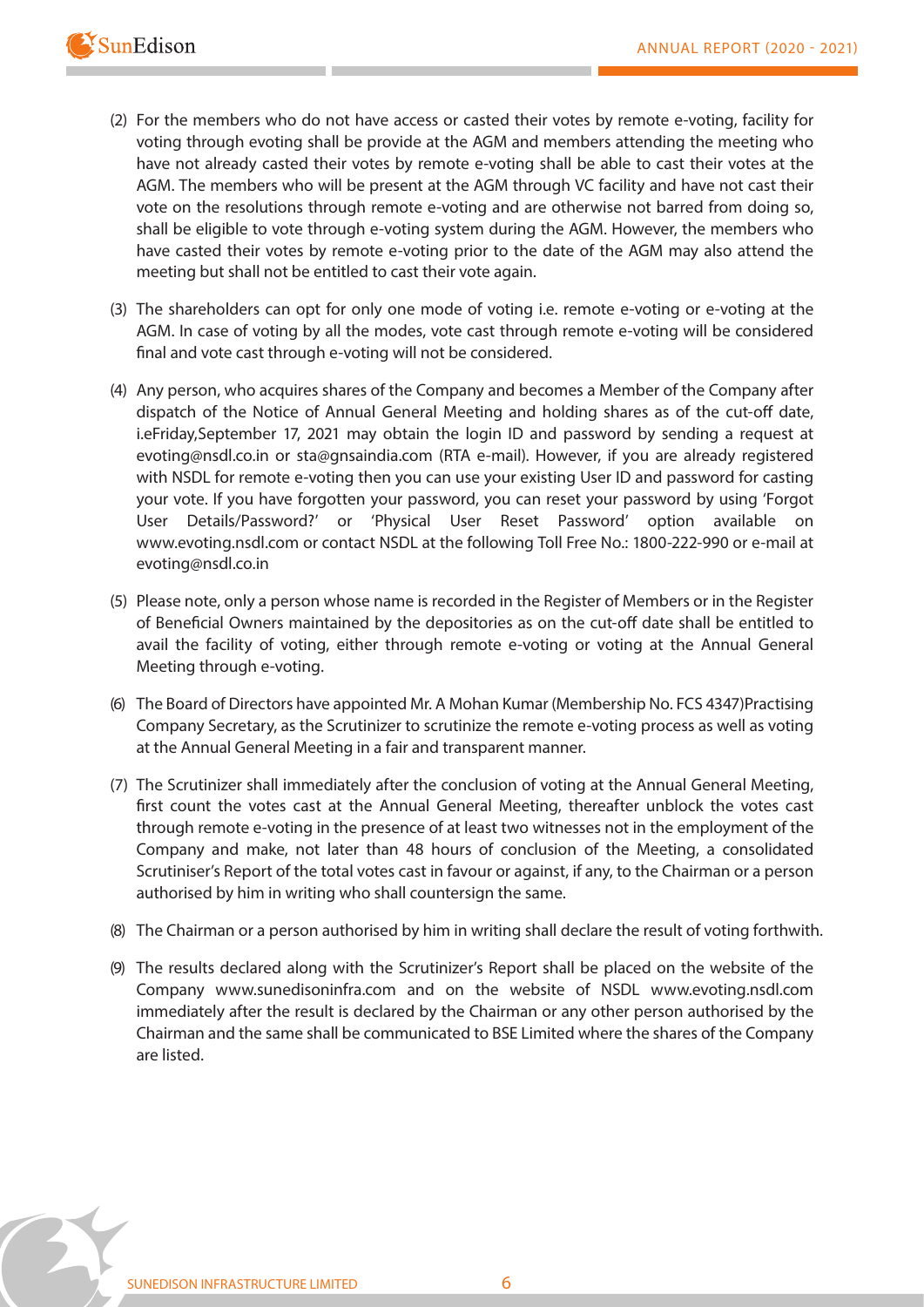(2) For the members who do not have access or casted their votes by remote e-voting, facility for voting through evoting shall be provide at the AGM and members attending the meeting who have not already casted their votes by remote e-voting shall be able to cast their votes at the AGM. The members who will be present at the AGM through VC facility and have not cast their vote on the resolutions through remote e-voting and are otherwise not barred from doing so, shall be eligible to vote through e-voting system during the AGM. However, the members who have casted their votes by remote e-voting prior to the date of the AGM may also attend the meeting but shall not be entitled to cast their vote again.

(3) The shareholders can opt for only one mode of voting i.e. remote e-voting or e-voting at the AGM. In case of voting by all the modes, vote cast through remote e-voting will be considered final and vote cast through e-voting will not be considered.

(4) Any person, who acquires shares of the Company and becomes a Member of the Company after dispatch of the Notice of Annual General Meeting and holding shares as of the cut-off date, i.eFriday,September 17, 2021 may obtain the login ID and password by sending a request at evoting@nsdl.co.in or sta@gnsaindia.com (RTA e-mail). However, if you are already registered with NSDL for remote e-voting then you can use your existing User ID and password for casting your vote. If you have forgotten your password, you can reset your password by using 'Forgot User Details/Password?' or 'Physical User Reset Password' option available on www.evoting.nsdl.com or contact NSDL at the following Toll Free No.: 1800-222-990 or e-mail at evoting@nsdl.co.in

(5) Please note, only a person whose name is recorded in the Register of Members or in the Register of Beneficial Owners maintained by the depositories as on the cut-off date shall be entitled to avail the facility of voting, either through remote e-voting or voting at the Annual General Meeting through e-voting.

(6) The Board of Directors have appointed Mr. A Mohan Kumar (Membership No. FCS 4347)Practising Company Secretary, as the Scrutinizer to scrutinize the remote e-voting process as well as voting at the Annual General Meeting in a fair and transparent manner.

(7) The Scrutinizer shall immediately after the conclusion of voting at the Annual General Meeting, first count the votes cast at the Annual General Meeting, thereafter unblock the votes cast through remote e-voting in the presence of at least two witnesses not in the employment of the Company and make, not later than 48 hours of conclusion of the Meeting, a consolidated Scrutiniser's Report of the total votes cast in favour or against, if any, to the Chairman or a person authorised by him in writing who shall countersign the same.

(8) The Chairman or a person authorised by him in writing shall declare the result of voting forthwith.

(9) The results declared along with the Scrutinizer's Report shall be placed on the website of the Company www.sunedisoninfra.com and on the website of NSDL www.evoting.nsdl.com immediately after the result is declared by the Chairman or any other person authorised by the Chairman and the same shall be communicated to BSE Limited where the shares of the Company are listed.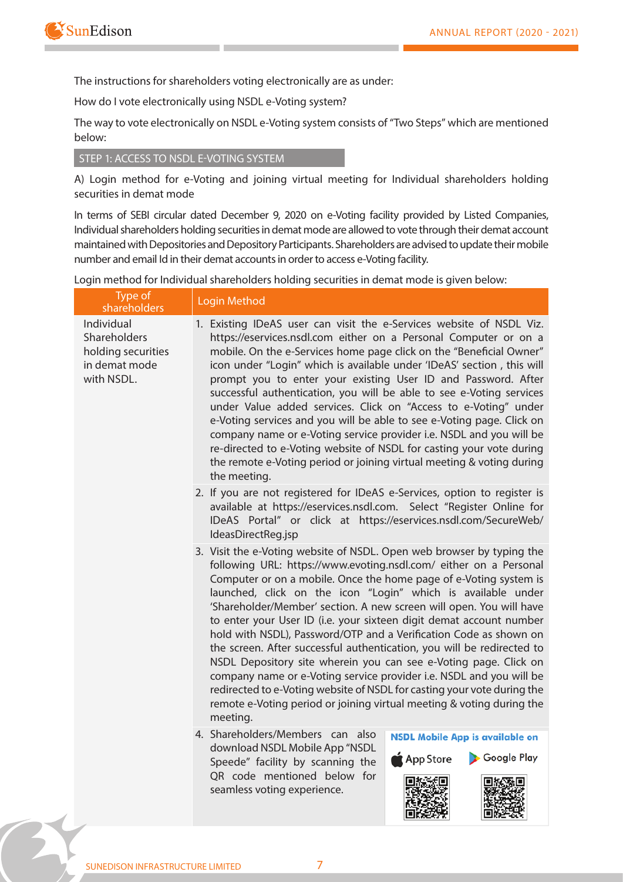The instructions for shareholders voting electronically are as under:

How do I vote electronically using NSDL e-Voting system?

The way to vote electronically on NSDL e-Voting system consists of "Two Steps" which are mentioned below:

## STEP 1: ACCESS TO NSDL E-VOTING SYSTEM

A) Login method for e-Voting and joining virtual meeting for Individual shareholders holding securities in demat mode

In terms of SEBI circular dated December 9, 2020 on e-Voting facility provided by Listed Companies, Individual shareholders holding securities in demat mode are allowed to vote through their demat account maintained with Depositories and Depository Participants. Shareholders are advised to update their mobile number and email Id in their demat accounts in order to access e-Voting facility.

Login method for Individual shareholders holding securities in demat mode is given below:

| Type of shareholders | Login Method |
|---|---|
| Individual Shareholders holding securities in demat mode with NSDL. | 1. Existing IDeAS user can visit the e-Services website of NSDL Viz. https://eservices.nsdl.com either on a Personal Computer or on a mobile. On the e-Services home page click on the "Beneficial Owner" icon under "Login" which is available under 'IDeAS' section , this will prompt you to enter your existing User ID and Password. After successful authentication, you will be able to see e-Voting services under Value added services. Click on "Access to e-Voting" under e-Voting services and you will be able to see e-Voting page. Click on company name or e-Voting service provider i.e. NSDL and you will be re-directed to e-Voting website of NSDL for casting your vote during the remote e-Voting period or joining virtual meeting & voting during the meeting. |
| | 2. If you are not registered for IDeAS e-Services, option to register is available at https://eservices.nsdl.com. Select "Register Online for IDeAS Portal" or click at https://eservices.nsdl.com/SecureWeb/IdeasDirectReg.jsp |
| | 3. Visit the e-Voting website of NSDL. Open web browser by typing the following URL: https://www.evoting.nsdl.com/ either on a Personal Computer or on a mobile. Once the home page of e-Voting system is launched, click on the icon "Login" which is available under 'Shareholder/Member' section. A new screen will open. You will have to enter your User ID (i.e. your sixteen digit demat account number hold with NSDL), Password/OTP and a Verification Code as shown on the screen. After successful authentication, you will be redirected to NSDL Depository site wherein you can see e-Voting page. Click on company name or e-Voting service provider i.e. NSDL and you will be redirected to e-Voting website of NSDL for casting your vote during the remote e-Voting period or joining virtual meeting & voting during the meeting. |
| | 4. Shareholders/Members can also download NSDL Mobile App "NSDL Speede" facility by scanning the QR code mentioned below for seamless voting experience. **NSDL Mobile App is available on** App Store Google Play |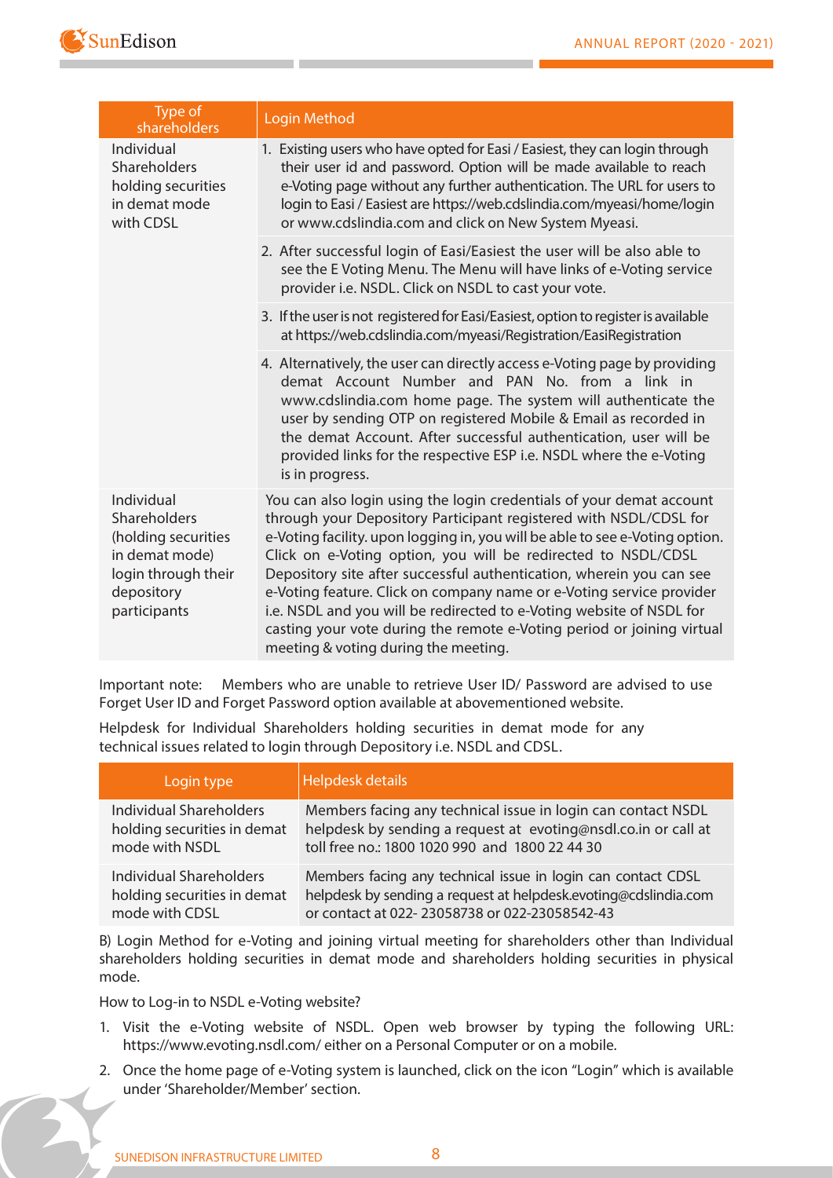| Type of shareholders | Login Method |
|---|---|
| Individual Shareholders holding securities in demat mode with CDSL | 1. Existing users who have opted for Easi / Easiest, they can login through their user id and password. Option will be made available to reach e-Voting page without any further authentication. The URL for users to login to Easi / Easiest are https://web.cdslindia.com/myeasi/home/login or www.cdslindia.com and click on New System Myeasi. |
| | 2. After successful login of Easi/Easiest the user will be also able to see the E Voting Menu. The Menu will have links of e-Voting service provider i.e. NSDL. Click on NSDL to cast your vote. |
| | 3. If the user is not registered for Easi/Easiest, option to register is available at https://web.cdslindia.com/myeasi/Registration/EasiRegistration |
| | 4. Alternatively, the user can directly access e-Voting page by providing demat Account Number and PAN No. from a link in www.cdslindia.com home page. The system will authenticate the user by sending OTP on registered Mobile & Email as recorded in the demat Account. After successful authentication, user will be provided links for the respective ESP i.e. NSDL where the e-Voting is in progress. |
| Individual Shareholders (holding securities in demat mode) login through their depository participants | You can also login using the login credentials of your demat account through your Depository Participant registered with NSDL/CDSL for e-Voting facility. upon logging in, you will be able to see e-Voting option. Click on e-Voting option, you will be redirected to NSDL/CDSL Depository site after successful authentication, wherein you can see e-Voting feature. Click on company name or e-Voting service provider i.e. NSDL and you will be redirected to e-Voting website of NSDL for casting your vote during the remote e-Voting period or joining virtual meeting & voting during the meeting. |

Important note: Members who are unable to retrieve User ID/ Password are advised to use Forget User ID and Forget Password option available at abovementioned website.

Helpdesk for Individual Shareholders holding securities in demat mode for any technical issues related to login through Depository i.e. NSDL and CDSL.

| Login type | Helpdesk details |
|---|---|
| Individual Shareholders holding securities in demat mode with NSDL | Members facing any technical issue in login can contact NSDL helpdesk by sending a request at evoting@nsdl.co.in or call at toll free no.: 1800 1020 990 and 1800 22 44 30 |
| Individual Shareholders holding securities in demat mode with CDSL | Members facing any technical issue in login can contact CDSL helpdesk by sending a request at helpdesk.evoting@cdslindia.com or contact at 022- 23058738 or 022-23058542-43 |

B) Login Method for e-Voting and joining virtual meeting for shareholders other than Individual shareholders holding securities in demat mode and shareholders holding securities in physical mode.

How to Log-in to NSDL e-Voting website?

1. Visit the e-Voting website of NSDL. Open web browser by typing the following URL: https://www.evoting.nsdl.com/ either on a Personal Computer or on a mobile.
2. Once the home page of e-Voting system is launched, click on the icon "Login" which is available under 'Shareholder/Member' section.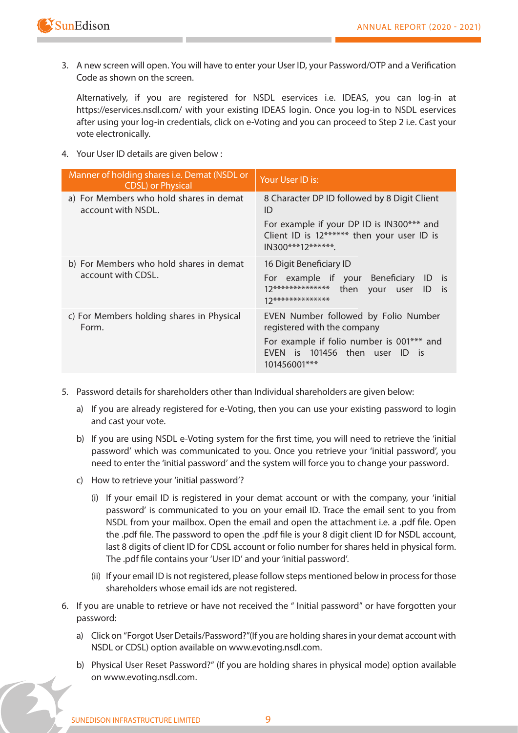3. A new screen will open. You will have to enter your User ID, your Password/OTP and a Verification Code as shown on the screen.

   Alternatively, if you are registered for NSDL eservices i.e. IDEAS, you can log-in at https://eservices.nsdl.com/ with your existing IDEAS login. Once you log-in to NSDL eservices after using your log-in credentials, click on e-Voting and you can proceed to Step 2 i.e. Cast your vote electronically.

4. Your User ID details are given below :

| Manner of holding shares i.e. Demat (NSDL or CDSL) or Physical | Your User ID is: |
|---|---|
| a) For Members who hold shares in demat account with NSDL. | 8 Character DP ID followed by 8 Digit Client ID<br>For example if your DP ID is IN300*** and Client ID is 12****** then your user ID is IN300***12******. |
| b) For Members who hold shares in demat account with CDSL. | 16 Digit Beneficiary ID<br>For example if your Beneficiary ID is 12************** then your user ID is 12************** |
| c) For Members holding shares in Physical Form. | EVEN Number followed by Folio Number registered with the company<br>For example if folio number is 001*** and EVEN is 101456 then user ID is 101456001*** |

5. Password details for shareholders other than Individual shareholders are given below:

   a) If you are already registered for e-Voting, then you can use your existing password to login and cast your vote.

   b) If you are using NSDL e-Voting system for the first time, you will need to retrieve the 'initial password' which was communicated to you. Once you retrieve your 'initial password', you need to enter the 'initial password' and the system will force you to change your password.

   c) How to retrieve your 'initial password'?

      (i) If your email ID is registered in your demat account or with the company, your 'initial password' is communicated to you on your email ID. Trace the email sent to you from NSDL from your mailbox. Open the email and open the attachment i.e. a .pdf file. Open the .pdf file. The password to open the .pdf file is your 8 digit client ID for NSDL account, last 8 digits of client ID for CDSL account or folio number for shares held in physical form. The .pdf file contains your 'User ID' and your 'initial password'.

      (ii) If your email ID is not registered, please follow steps mentioned below in process for those shareholders whose email ids are not registered.

6. If you are unable to retrieve or have not received the " Initial password" or have forgotten your password:

   a) Click on "Forgot User Details/Password?"(If you are holding shares in your demat account with NSDL or CDSL) option available on www.evoting.nsdl.com.

   b) Physical User Reset Password?" (If you are holding shares in physical mode) option available on www.evoting.nsdl.com.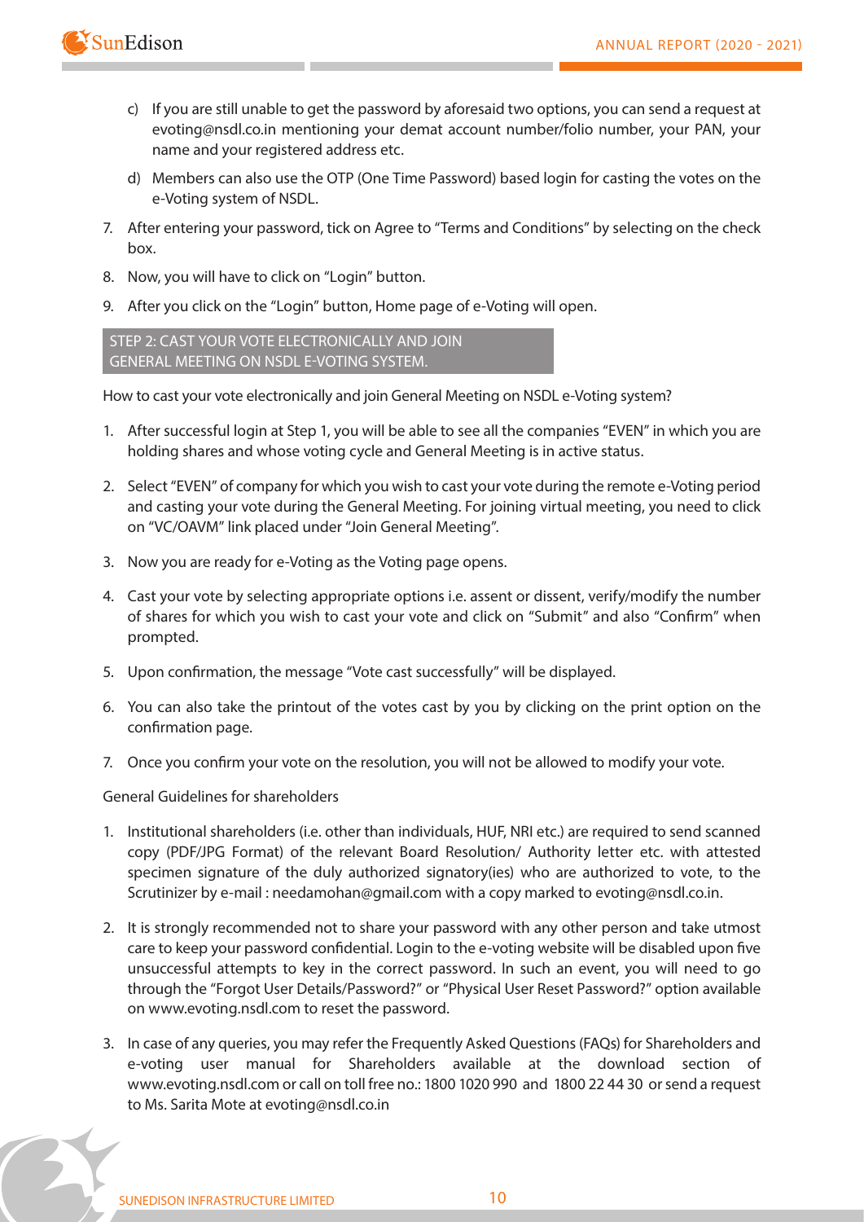c) If you are still unable to get the password by aforesaid two options, you can send a request at evoting@nsdl.co.in mentioning your demat account number/folio number, your PAN, your name and your registered address etc.

   d) Members can also use the OTP (One Time Password) based login for casting the votes on the e-Voting system of NSDL.

7. After entering your password, tick on Agree to "Terms and Conditions" by selecting on the check box.

8. Now, you will have to click on "Login" button.

9. After you click on the "Login" button, Home page of e-Voting will open.

### STEP 2: CAST YOUR VOTE ELECTRONICALLY AND JOIN GENERAL MEETING ON NSDL E-VOTING SYSTEM.

How to cast your vote electronically and join General Meeting on NSDL e-Voting system?

1. After successful login at Step 1, you will be able to see all the companies "EVEN" in which you are holding shares and whose voting cycle and General Meeting is in active status.

2. Select "EVEN" of company for which you wish to cast your vote during the remote e-Voting period and casting your vote during the General Meeting. For joining virtual meeting, you need to click on "VC/OAVM" link placed under "Join General Meeting".

3. Now you are ready for e-Voting as the Voting page opens.

4. Cast your vote by selecting appropriate options i.e. assent or dissent, verify/modify the number of shares for which you wish to cast your vote and click on "Submit" and also "Confirm" when prompted.

5. Upon confirmation, the message "Vote cast successfully" will be displayed.

6. You can also take the printout of the votes cast by you by clicking on the print option on the confirmation page.

7. Once you confirm your vote on the resolution, you will not be allowed to modify your vote.

General Guidelines for shareholders

1. Institutional shareholders (i.e. other than individuals, HUF, NRI etc.) are required to send scanned copy (PDF/JPG Format) of the relevant Board Resolution/ Authority letter etc. with attested specimen signature of the duly authorized signatory(ies) who are authorized to vote, to the Scrutinizer by e-mail : needamohan@gmail.com with a copy marked to evoting@nsdl.co.in.

2. It is strongly recommended not to share your password with any other person and take utmost care to keep your password confidential. Login to the e-voting website will be disabled upon five unsuccessful attempts to key in the correct password. In such an event, you will need to go through the "Forgot User Details/Password?" or "Physical User Reset Password?" option available on www.evoting.nsdl.com to reset the password.

3. In case of any queries, you may refer the Frequently Asked Questions (FAQs) for Shareholders and e-voting user manual for Shareholders available at the download section of www.evoting.nsdl.com or call on toll free no.: 1800 1020 990 and 1800 22 44 30 or send a request to Ms. Sarita Mote at evoting@nsdl.co.in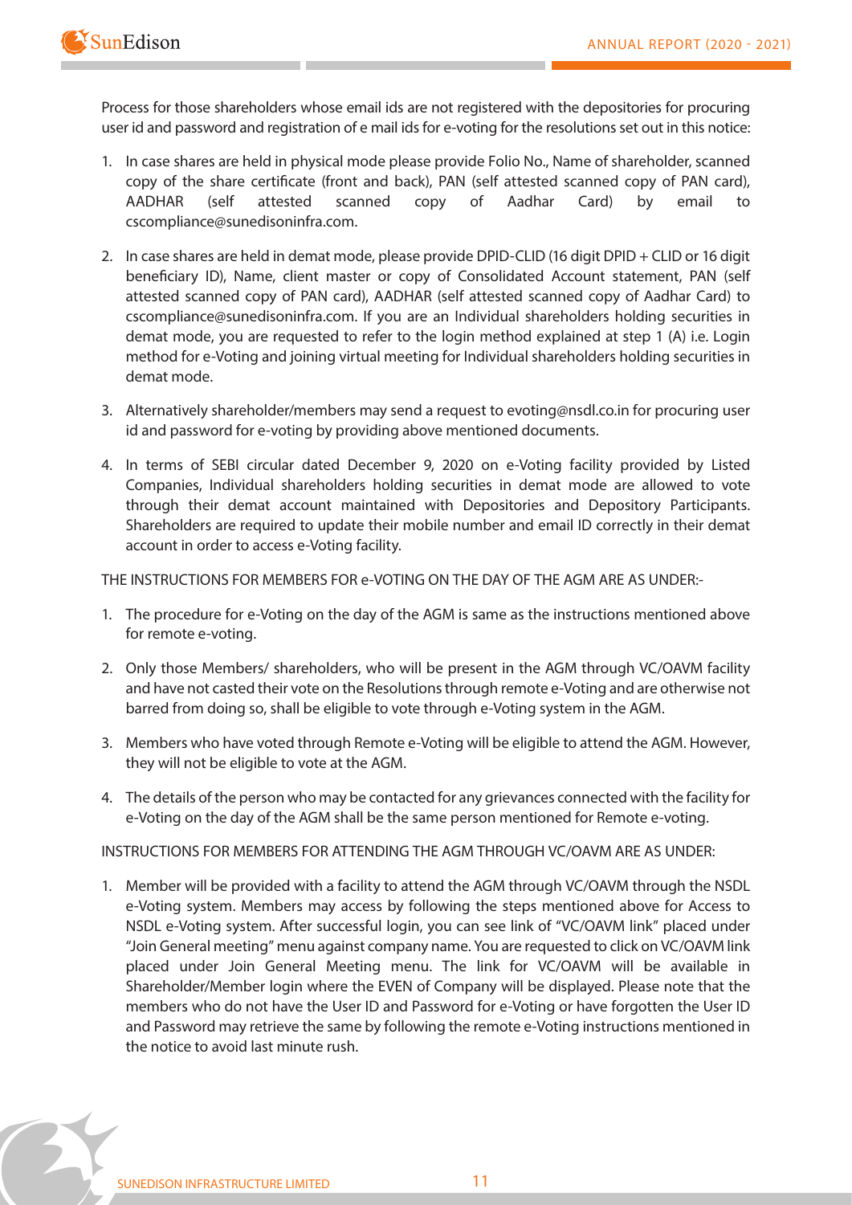Process for those shareholders whose email ids are not registered with the depositories for procuring user id and password and registration of e mail ids for e-voting for the resolutions set out in this notice:

1. In case shares are held in physical mode please provide Folio No., Name of shareholder, scanned copy of the share certificate (front and back), PAN (self attested scanned copy of PAN card), AADHAR (self attested scanned copy of Aadhar Card) by email to cscompliance@sunedisoninfra.com.

2. In case shares are held in demat mode, please provide DPID-CLID (16 digit DPID + CLID or 16 digit beneficiary ID), Name, client master or copy of Consolidated Account statement, PAN (self attested scanned copy of PAN card), AADHAR (self attested scanned copy of Aadhar Card) to cscompliance@sunedisoninfra.com. If you are an Individual shareholders holding securities in demat mode, you are requested to refer to the login method explained at step 1 (A) i.e. Login method for e-Voting and joining virtual meeting for Individual shareholders holding securities in demat mode.

3. Alternatively shareholder/members may send a request to evoting@nsdl.co.in for procuring user id and password for e-voting by providing above mentioned documents.

4. In terms of SEBI circular dated December 9, 2020 on e-Voting facility provided by Listed Companies, Individual shareholders holding securities in demat mode are allowed to vote through their demat account maintained with Depositories and Depository Participants. Shareholders are required to update their mobile number and email ID correctly in their demat account in order to access e-Voting facility.

THE INSTRUCTIONS FOR MEMBERS FOR e-VOTING ON THE DAY OF THE AGM ARE AS UNDER:-

1. The procedure for e-Voting on the day of the AGM is same as the instructions mentioned above for remote e-voting.

2. Only those Members/ shareholders, who will be present in the AGM through VC/OAVM facility and have not casted their vote on the Resolutions through remote e-Voting and are otherwise not barred from doing so, shall be eligible to vote through e-Voting system in the AGM.

3. Members who have voted through Remote e-Voting will be eligible to attend the AGM. However, they will not be eligible to vote at the AGM.

4. The details of the person who may be contacted for any grievances connected with the facility for e-Voting on the day of the AGM shall be the same person mentioned for Remote e-voting.

INSTRUCTIONS FOR MEMBERS FOR ATTENDING THE AGM THROUGH VC/OAVM ARE AS UNDER:

1. Member will be provided with a facility to attend the AGM through VC/OAVM through the NSDL e-Voting system. Members may access by following the steps mentioned above for Access to NSDL e-Voting system. After successful login, you can see link of "VC/OAVM link" placed under "Join General meeting" menu against company name. You are requested to click on VC/OAVM link placed under Join General Meeting menu. The link for VC/OAVM will be available in Shareholder/Member login where the EVEN of Company will be displayed. Please note that the members who do not have the User ID and Password for e-Voting or have forgotten the User ID and Password may retrieve the same by following the remote e-Voting instructions mentioned in the notice to avoid last minute rush.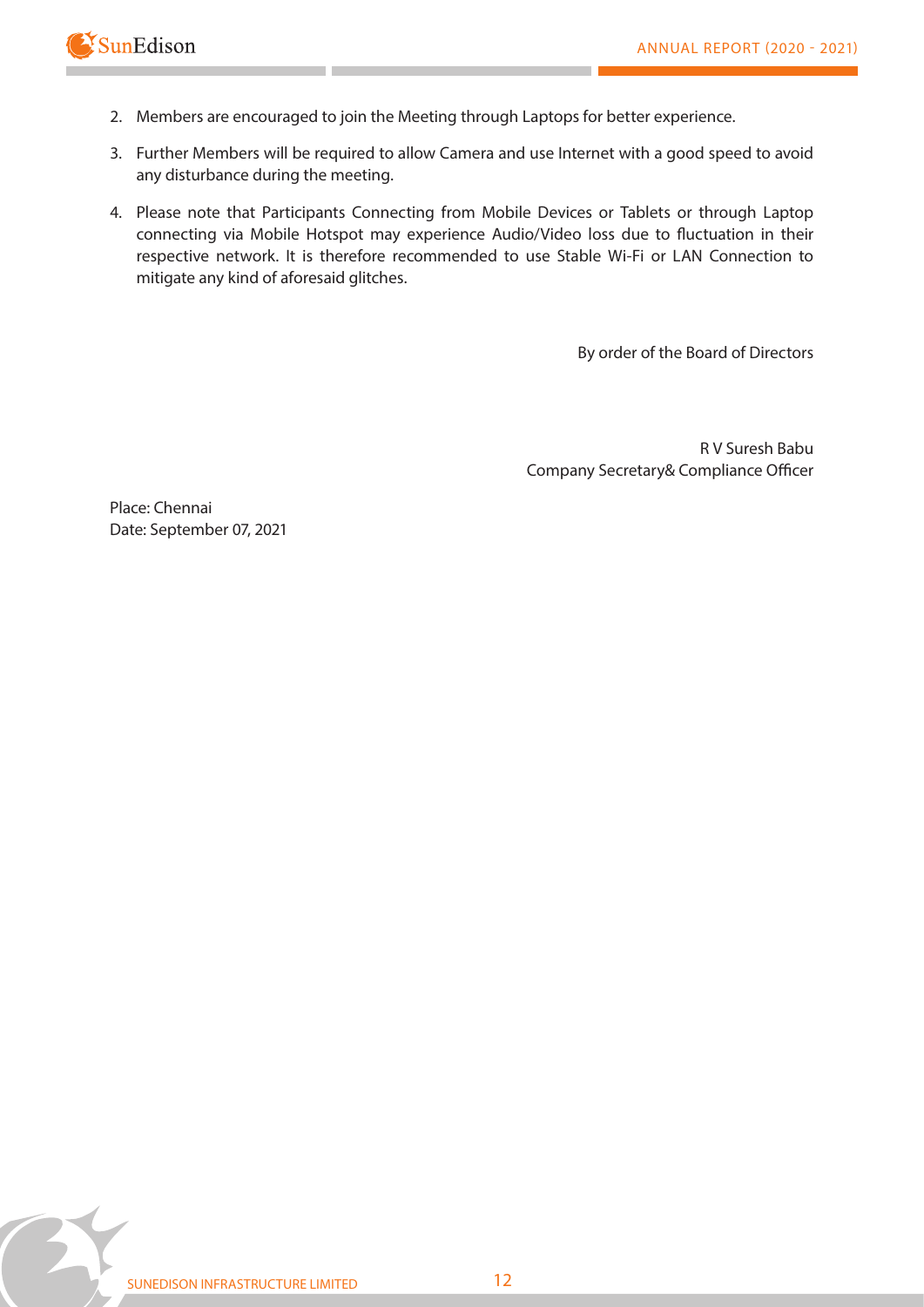2. Members are encouraged to join the Meeting through Laptops for better experience.
3. Further Members will be required to allow Camera and use Internet with a good speed to avoid any disturbance during the meeting.
4. Please note that Participants Connecting from Mobile Devices or Tablets or through Laptop connecting via Mobile Hotspot may experience Audio/Video loss due to fluctuation in their respective network. It is therefore recommended to use Stable Wi-Fi or LAN Connection to mitigate any kind of aforesaid glitches.

By order of the Board of Directors

R V Suresh Babu
Company Secretary& Compliance Officer

Place: Chennai
Date: September 07, 2021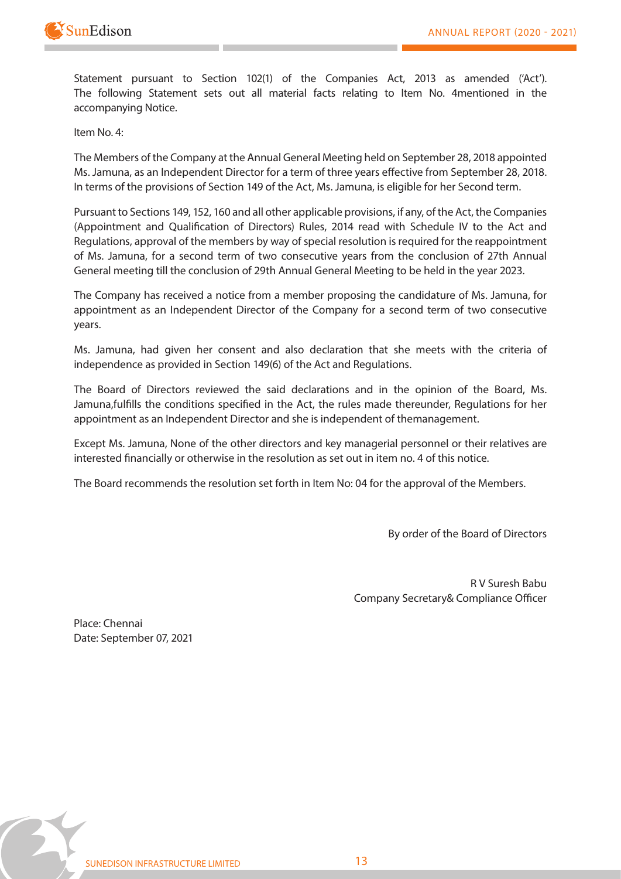Statement pursuant to Section 102(1) of the Companies Act, 2013 as amended ('Act'). The following Statement sets out all material facts relating to Item No. 4mentioned in the accompanying Notice.

Item No. 4:

The Members of the Company at the Annual General Meeting held on September 28, 2018 appointed Ms. Jamuna, as an Independent Director for a term of three years effective from September 28, 2018. In terms of the provisions of Section 149 of the Act, Ms. Jamuna, is eligible for her Second term.

Pursuant to Sections 149, 152, 160 and all other applicable provisions, if any, of the Act, the Companies (Appointment and Qualification of Directors) Rules, 2014 read with Schedule IV to the Act and Regulations, approval of the members by way of special resolution is required for the reappointment of Ms. Jamuna, for a second term of two consecutive years from the conclusion of 27th Annual General meeting till the conclusion of 29th Annual General Meeting to be held in the year 2023.

The Company has received a notice from a member proposing the candidature of Ms. Jamuna, for appointment as an Independent Director of the Company for a second term of two consecutive years.

Ms. Jamuna, had given her consent and also declaration that she meets with the criteria of independence as provided in Section 149(6) of the Act and Regulations.

The Board of Directors reviewed the said declarations and in the opinion of the Board, Ms. Jamuna,fulfills the conditions specified in the Act, the rules made thereunder, Regulations for her appointment as an Independent Director and she is independent of themanagement.

Except Ms. Jamuna, None of the other directors and key managerial personnel or their relatives are interested financially or otherwise in the resolution as set out in item no. 4 of this notice.

The Board recommends the resolution set forth in Item No: 04 for the approval of the Members.

By order of the Board of Directors

R V Suresh Babu
Company Secretary& Compliance Officer

Place: Chennai
Date: September 07, 2021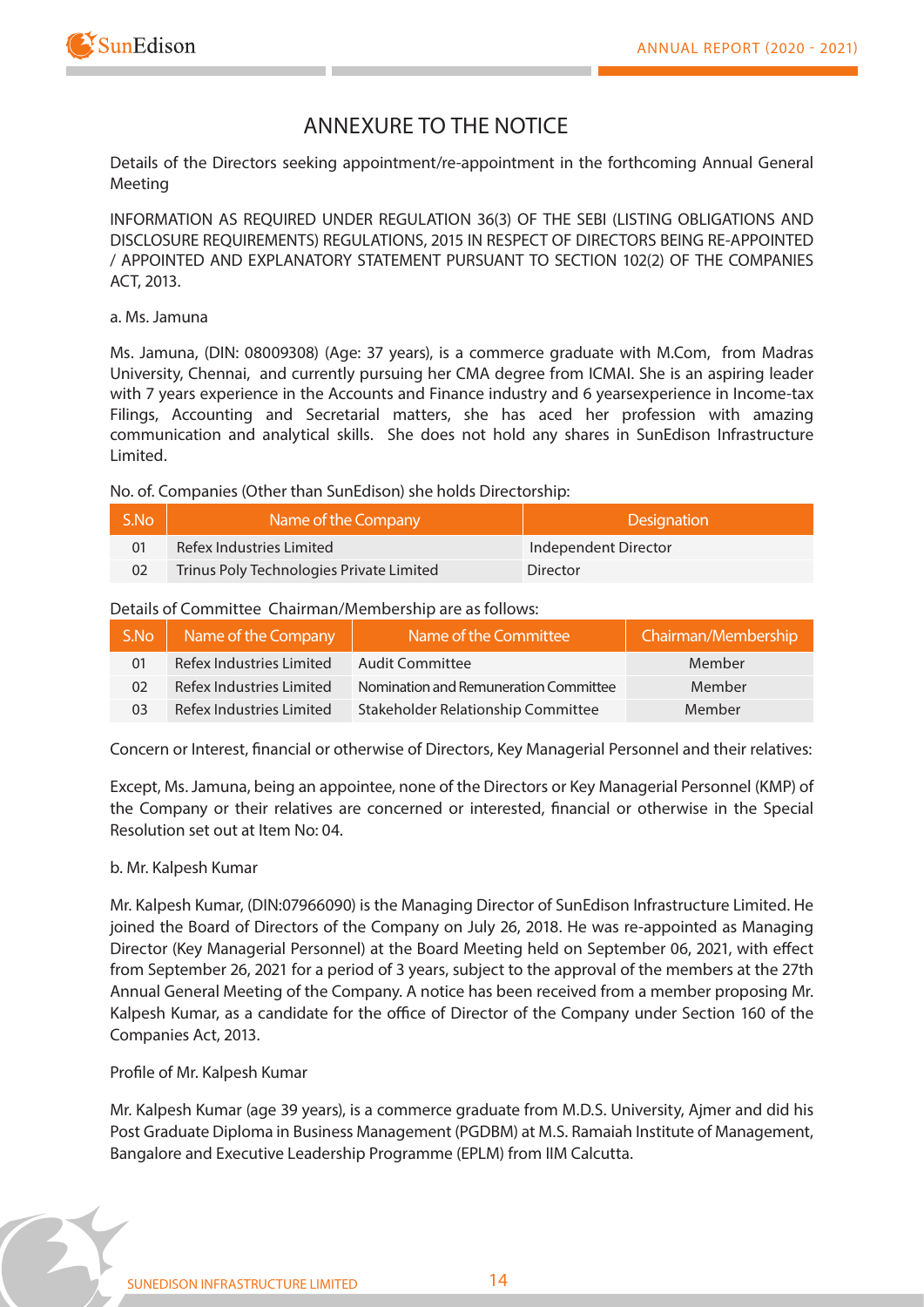# ANNEXURE TO THE NOTICE

Details of the Directors seeking appointment/re-appointment in the forthcoming Annual General Meeting

INFORMATION AS REQUIRED UNDER REGULATION 36(3) OF THE SEBI (LISTING OBLIGATIONS AND DISCLOSURE REQUIREMENTS) REGULATIONS, 2015 IN RESPECT OF DIRECTORS BEING RE-APPOINTED / APPOINTED AND EXPLANATORY STATEMENT PURSUANT TO SECTION 102(2) OF THE COMPANIES ACT, 2013.

a. Ms. Jamuna

Ms. Jamuna, (DIN: 08009308) (Age: 37 years), is a commerce graduate with M.Com, from Madras University, Chennai, and currently pursuing her CMA degree from ICMAI. She is an aspiring leader with 7 years experience in the Accounts and Finance industry and 6 yearsexperience in Income-tax Filings, Accounting and Secretarial matters, she has aced her profession with amazing communication and analytical skills. She does not hold any shares in SunEdison Infrastructure Limited.

No. of. Companies (Other than SunEdison) she holds Directorship:

| S.No | Name of the Company | Designation |
|---|---|---|
| 01 | Refex Industries Limited | Independent Director |
| 02 | Trinus Poly Technologies Private Limited | Director |

Details of Committee Chairman/Membership are as follows:

| S.No | Name of the Company | Name of the Committee | Chairman/Membership |
|---|---|---|---|
| 01 | Refex Industries Limited | Audit Committee | Member |
| 02 | Refex Industries Limited | Nomination and Remuneration Committee | Member |
| 03 | Refex Industries Limited | Stakeholder Relationship Committee | Member |

Concern or Interest, financial or otherwise of Directors, Key Managerial Personnel and their relatives:

Except, Ms. Jamuna, being an appointee, none of the Directors or Key Managerial Personnel (KMP) of the Company or their relatives are concerned or interested, financial or otherwise in the Special Resolution set out at Item No: 04.

b. Mr. Kalpesh Kumar

Mr. Kalpesh Kumar, (DIN:07966090) is the Managing Director of SunEdison Infrastructure Limited. He joined the Board of Directors of the Company on July 26, 2018. He was re-appointed as Managing Director (Key Managerial Personnel) at the Board Meeting held on September 06, 2021, with effect from September 26, 2021 for a period of 3 years, subject to the approval of the members at the 27th Annual General Meeting of the Company. A notice has been received from a member proposing Mr. Kalpesh Kumar, as a candidate for the office of Director of the Company under Section 160 of the Companies Act, 2013.

Profile of Mr. Kalpesh Kumar

Mr. Kalpesh Kumar (age 39 years), is a commerce graduate from M.D.S. University, Ajmer and did his Post Graduate Diploma in Business Management (PGDBM) at M.S. Ramaiah Institute of Management, Bangalore and Executive Leadership Programme (EPLM) from IIM Calcutta.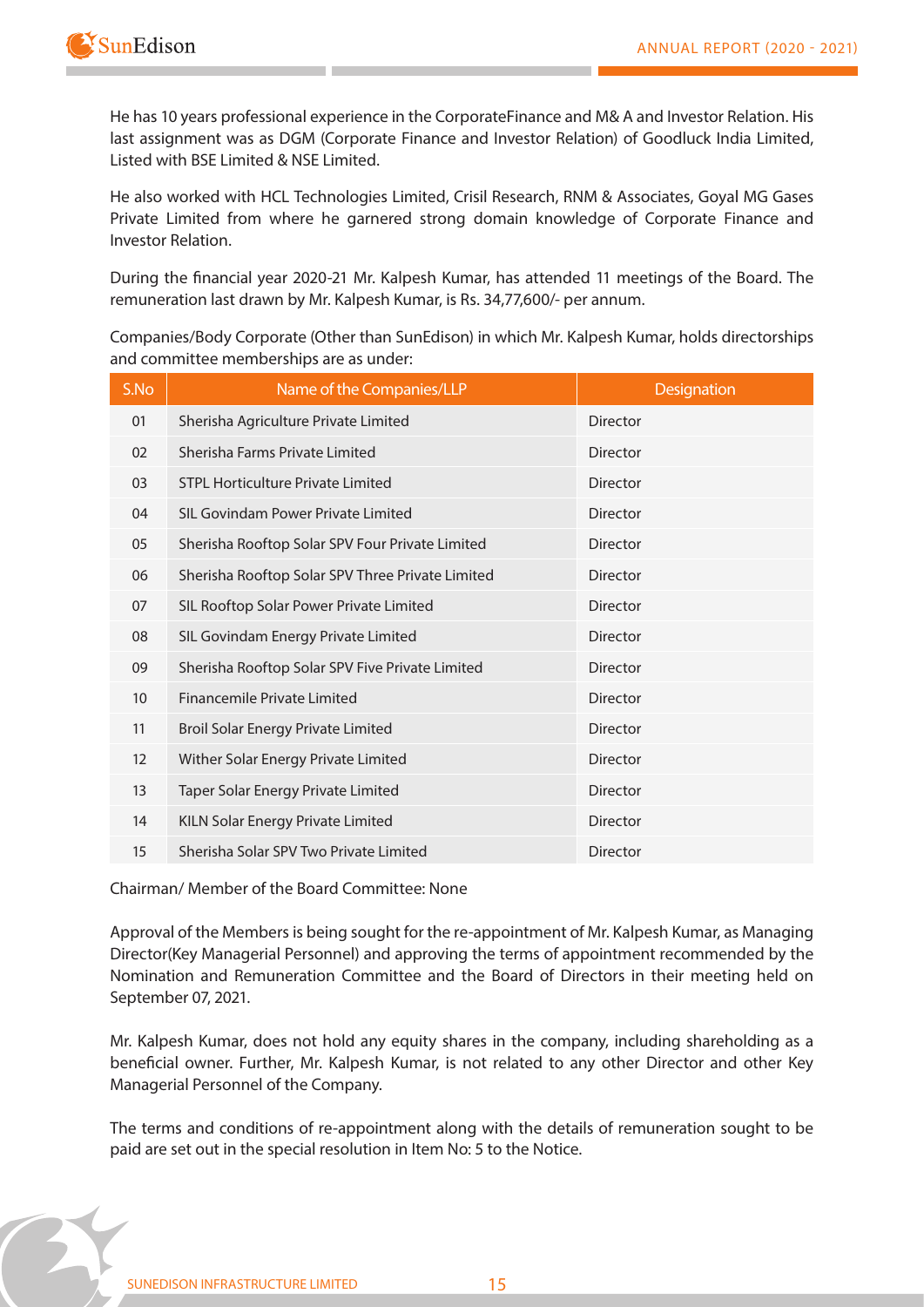He has 10 years professional experience in the CorporateFinance and M& A and Investor Relation. His last assignment was as DGM (Corporate Finance and Investor Relation) of Goodluck India Limited, Listed with BSE Limited & NSE Limited.

He also worked with HCL Technologies Limited, Crisil Research, RNM & Associates, Goyal MG Gases Private Limited from where he garnered strong domain knowledge of Corporate Finance and Investor Relation.

During the financial year 2020-21 Mr. Kalpesh Kumar, has attended 11 meetings of the Board. The remuneration last drawn by Mr. Kalpesh Kumar, is Rs. 34,77,600/- per annum.

Companies/Body Corporate (Other than SunEdison) in which Mr. Kalpesh Kumar, holds directorships and committee memberships are as under:

| S.No | Name of the Companies/LLP | Designation |
|---|---|---|
| 01 | Sherisha Agriculture Private Limited | Director |
| 02 | Sherisha Farms Private Limited | Director |
| 03 | STPL Horticulture Private Limited | Director |
| 04 | SIL Govindam Power Private Limited | Director |
| 05 | Sherisha Rooftop Solar SPV Four Private Limited | Director |
| 06 | Sherisha Rooftop Solar SPV Three Private Limited | Director |
| 07 | SIL Rooftop Solar Power Private Limited | Director |
| 08 | SIL Govindam Energy Private Limited | Director |
| 09 | Sherisha Rooftop Solar SPV Five Private Limited | Director |
| 10 | Financemile Private Limited | Director |
| 11 | Broil Solar Energy Private Limited | Director |
| 12 | Wither Solar Energy Private Limited | Director |
| 13 | Taper Solar Energy Private Limited | Director |
| 14 | KILN Solar Energy Private Limited | Director |
| 15 | Sherisha Solar SPV Two Private Limited | Director |

Chairman/ Member of the Board Committee: None

Approval of the Members is being sought for the re-appointment of Mr. Kalpesh Kumar, as Managing Director(Key Managerial Personnel) and approving the terms of appointment recommended by the Nomination and Remuneration Committee and the Board of Directors in their meeting held on September 07, 2021.

Mr. Kalpesh Kumar, does not hold any equity shares in the company, including shareholding as a beneficial owner. Further, Mr. Kalpesh Kumar, is not related to any other Director and other Key Managerial Personnel of the Company.

The terms and conditions of re-appointment along with the details of remuneration sought to be paid are set out in the special resolution in Item No: 5 to the Notice.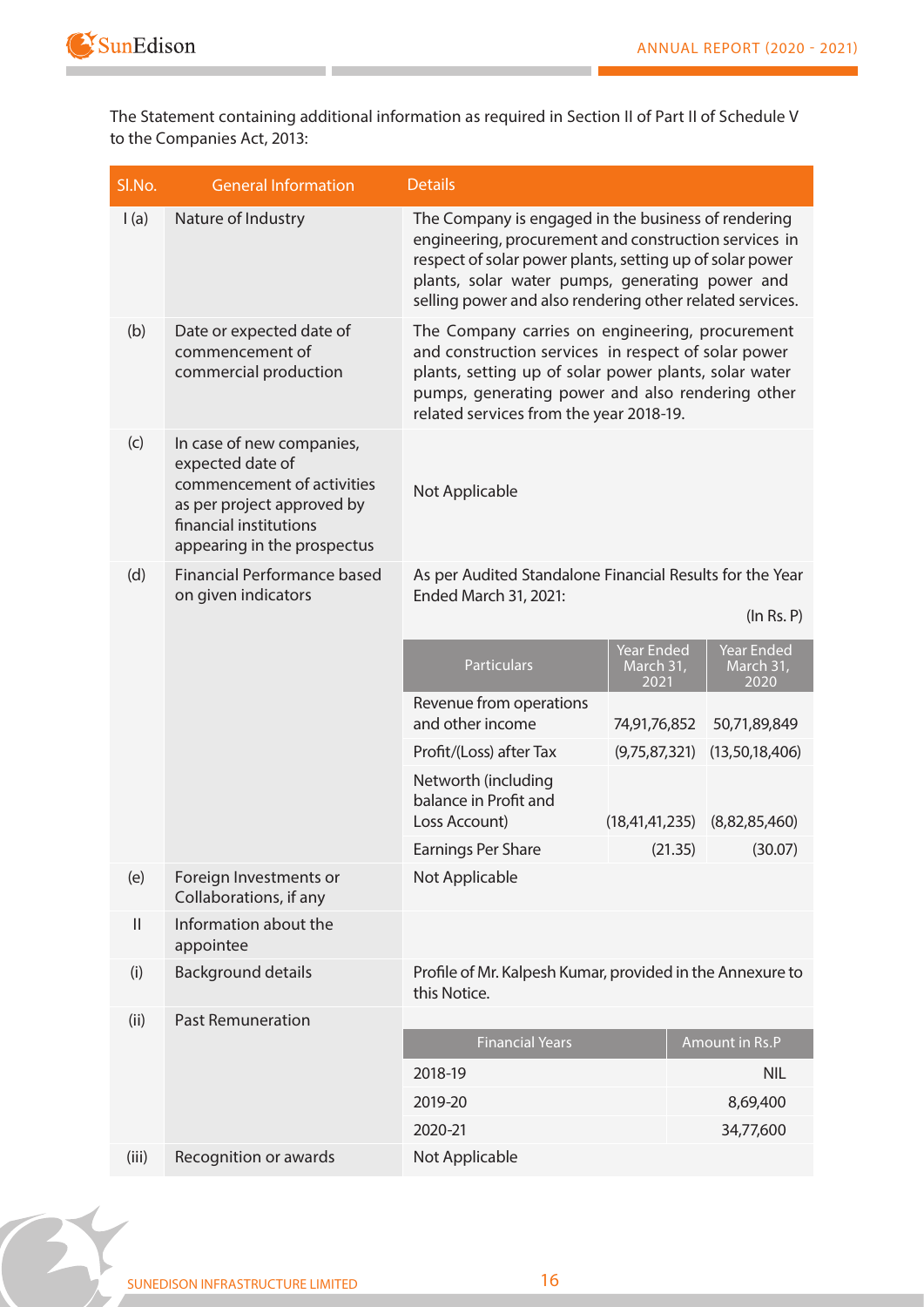The Statement containing additional information as required in Section II of Part II of Schedule V to the Companies Act, 2013:

| Sl.No. | General Information | Details |
|---|---|---|
| I (a) | Nature of Industry | The Company is engaged in the business of rendering engineering, procurement and construction services in respect of solar power plants, setting up of solar power plants, solar water pumps, generating power and selling power and also rendering other related services. |
| (b) | Date or expected date of commencement of commercial production | The Company carries on engineering, procurement and construction services in respect of solar power plants, setting up of solar power plants, solar water pumps, generating power and also rendering other related services from the year 2018-19. |
| (c) | In case of new companies, expected date of commencement of activities as per project approved by financial institutions appearing in the prospectus | Not Applicable |
| (d) | Financial Performance based on given indicators | As per Audited Standalone Financial Results for the Year Ended March 31, 2021: (In Rs. P) |
| (e) | Foreign Investments or Collaborations, if any | Not Applicable |
| II | Information about the appointee | |
| (i) | Background details | Profile of Mr. Kalpesh Kumar, provided in the Annexure to this Notice. |
| (ii) | Past Remuneration | See table below |
| (iii) | Recognition or awards | Not Applicable |

Financial Performance (In Rs. P):

| Particulars | Year Ended March 31, 2021 | Year Ended March 31, 2020 |
|---|---|---|
| Revenue from operations and other income | 74,91,76,852 | 50,71,89,849 |
| Profit/(Loss) after Tax | (9,75,87,321) | (13,50,18,406) |
| Networth (including balance in Profit and Loss Account) | (18,41,41,235) | (8,82,85,460) |
| Earnings Per Share | (21.35) | (30.07) |

Past Remuneration:

| Financial Years | Amount in Rs.P |
|---|---|
| 2018-19 | NIL |
| 2019-20 | 8,69,400 |
| 2020-21 | 34,77,600 |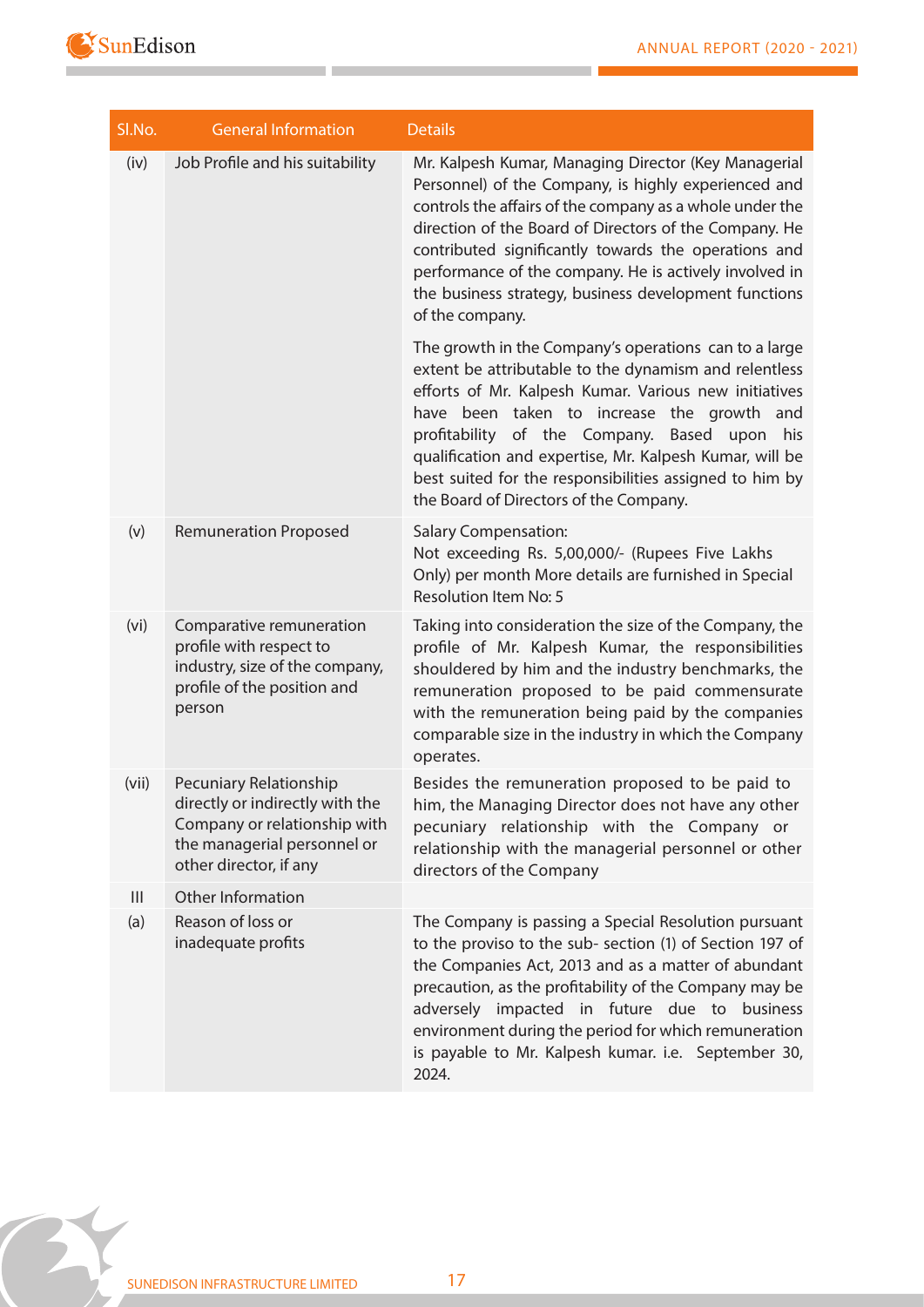| Sl.No. | General Information | Details |
|---|---|---|
| (iv) | Job Profile and his suitability | Mr. Kalpesh Kumar, Managing Director (Key Managerial Personnel) of the Company, is highly experienced and controls the affairs of the company as a whole under the direction of the Board of Directors of the Company. He contributed significantly towards the operations and performance of the company. He is actively involved in the business strategy, business development functions of the company.<br><br>The growth in the Company's operations can to a large extent be attributable to the dynamism and relentless efforts of Mr. Kalpesh Kumar. Various new initiatives have been taken to increase the growth and profitability of the Company. Based upon his qualification and expertise, Mr. Kalpesh Kumar, will be best suited for the responsibilities assigned to him by the Board of Directors of the Company. |
| (v) | Remuneration Proposed | Salary Compensation:<br>Not exceeding Rs. 5,00,000/- (Rupees Five Lakhs Only) per month More details are furnished in Special Resolution Item No: 5 |
| (vi) | Comparative remuneration profile with respect to industry, size of the company, profile of the position and person | Taking into consideration the size of the Company, the profile of Mr. Kalpesh Kumar, the responsibilities shouldered by him and the industry benchmarks, the remuneration proposed to be paid commensurate with the remuneration being paid by the companies comparable size in the industry in which the Company operates. |
| (vii) | Pecuniary Relationship directly or indirectly with the Company or relationship with the managerial personnel or other director, if any | Besides the remuneration proposed to be paid to him, the Managing Director does not have any other pecuniary relationship with the Company or relationship with the managerial personnel or other directors of the Company |
| III | Other Information | |
| (a) | Reason of loss or inadequate profits | The Company is passing a Special Resolution pursuant to the proviso to the sub- section (1) of Section 197 of the Companies Act, 2013 and as a matter of abundant precaution, as the profitability of the Company may be adversely impacted in future due to business environment during the period for which remuneration is payable to Mr. Kalpesh kumar. i.e. September 30, 2024. |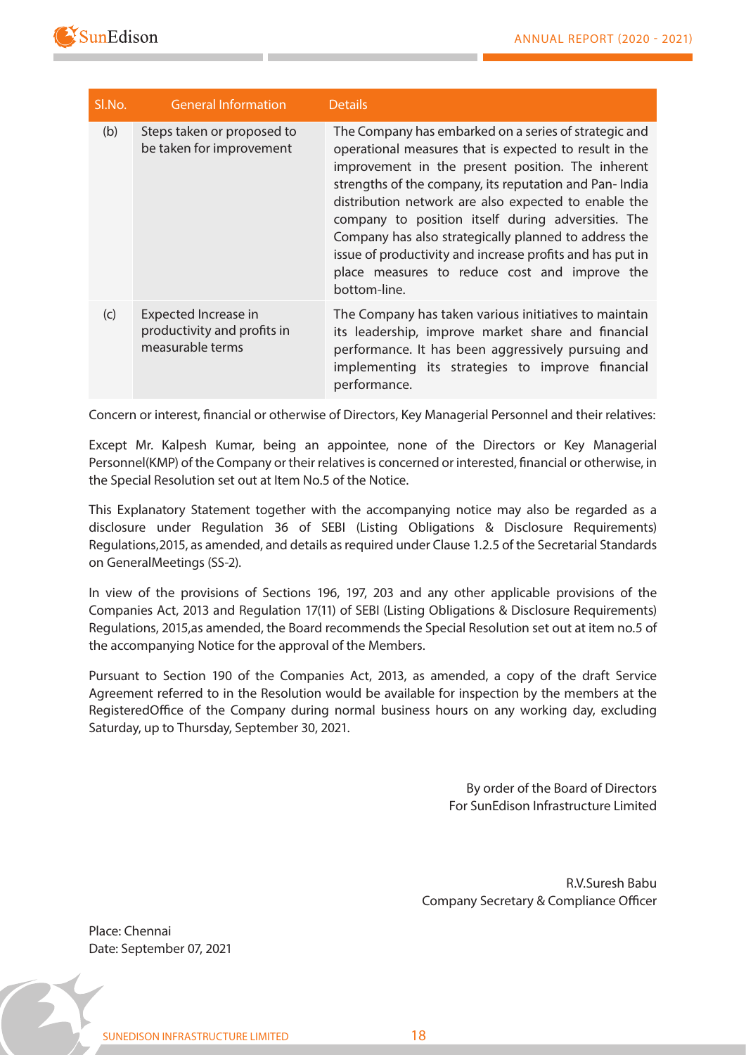| Sl.No. | General Information | Details |
|---|---|---|
| (b) | Steps taken or proposed to be taken for improvement | The Company has embarked on a series of strategic and operational measures that is expected to result in the improvement in the present position. The inherent strengths of the company, its reputation and Pan- India distribution network are also expected to enable the company to position itself during adversities. The Company has also strategically planned to address the issue of productivity and increase profits and has put in place measures to reduce cost and improve the bottom-line. |
| (c) | Expected Increase in productivity and profits in measurable terms | The Company has taken various initiatives to maintain its leadership, improve market share and financial performance. It has been aggressively pursuing and implementing its strategies to improve financial performance. |

Concern or interest, financial or otherwise of Directors, Key Managerial Personnel and their relatives:

Except Mr. Kalpesh Kumar, being an appointee, none of the Directors or Key Managerial Personnel(KMP) of the Company or their relatives is concerned or interested, financial or otherwise, in the Special Resolution set out at Item No.5 of the Notice.

This Explanatory Statement together with the accompanying notice may also be regarded as a disclosure under Regulation 36 of SEBI (Listing Obligations & Disclosure Requirements) Regulations,2015, as amended, and details as required under Clause 1.2.5 of the Secretarial Standards on GeneralMeetings (SS-2).

In view of the provisions of Sections 196, 197, 203 and any other applicable provisions of the Companies Act, 2013 and Regulation 17(11) of SEBI (Listing Obligations & Disclosure Requirements) Regulations, 2015,as amended, the Board recommends the Special Resolution set out at item no.5 of the accompanying Notice for the approval of the Members.

Pursuant to Section 190 of the Companies Act, 2013, as amended, a copy of the draft Service Agreement referred to in the Resolution would be available for inspection by the members at the RegisteredOffice of the Company during normal business hours on any working day, excluding Saturday, up to Thursday, September 30, 2021.

By order of the Board of Directors
For SunEdison Infrastructure Limited

R.V.Suresh Babu
Company Secretary & Compliance Officer

Place: Chennai
Date: September 07, 2021